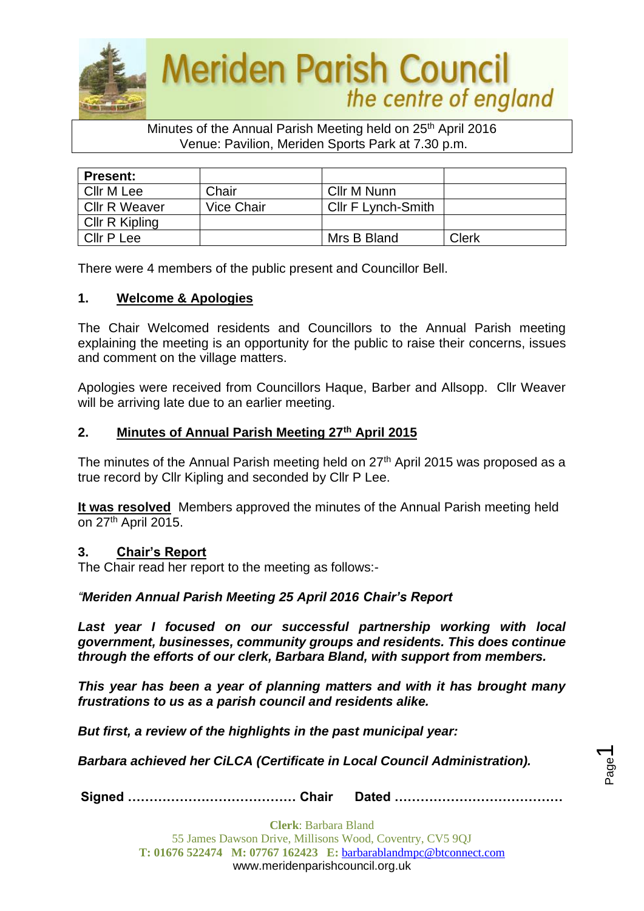# Meriden Parish Council

*the centre of england*

Minutes of the Annual Parish Meeting held on 25th April 2016
Venue: Pavilion, Meriden Sports Park at 7.30 p.m.

| Present: | | | |
|---|---|---|---|
| Cllr M Lee | Chair | Cllr M Nunn | |
| Cllr R Weaver | Vice Chair | Cllr F Lynch-Smith | |
| Cllr R Kipling | | | |
| Cllr P Lee | | Mrs B Bland | Clerk |

There were 4 members of the public present and Councillor Bell.

## 1. Welcome & Apologies

The Chair Welcomed residents and Councillors to the Annual Parish meeting explaining the meeting is an opportunity for the public to raise their concerns, issues and comment on the village matters.

Apologies were received from Councillors Haque, Barber and Allsopp. Cllr Weaver will be arriving late due to an earlier meeting.

## 2. Minutes of Annual Parish Meeting 27th April 2015

The minutes of the Annual Parish meeting held on 27th April 2015 was proposed as a true record by Cllr Kipling and seconded by Cllr P Lee.

**It was resolved** Members approved the minutes of the Annual Parish meeting held on 27th April 2015.

## 3. Chair's Report

The Chair read her report to the meeting as follows:-

*"**Meriden Annual Parish Meeting 25 April 2016 Chair's Report***

***Last year I focused on our successful partnership working with local government, businesses, community groups and residents. This does continue through the efforts of our clerk, Barbara Bland, with support from members.***

***This year has been a year of planning matters and with it has brought many frustrations to us as a parish council and residents alike.***

***But first, a review of the highlights in the past municipal year:***

***Barbara achieved her CiLCA (Certificate in Local Council Administration).***

**Signed ………………………………… Chair Dated …………………………………**

**Clerk**: Barbara Bland
55 James Dawson Drive, Millisons Wood, Coventry, CV5 9QJ
**T: 01676 522474 M: 07767 162423 E:** barbarablandmpc@btconnect.com
www.meridenparishcouncil.org.uk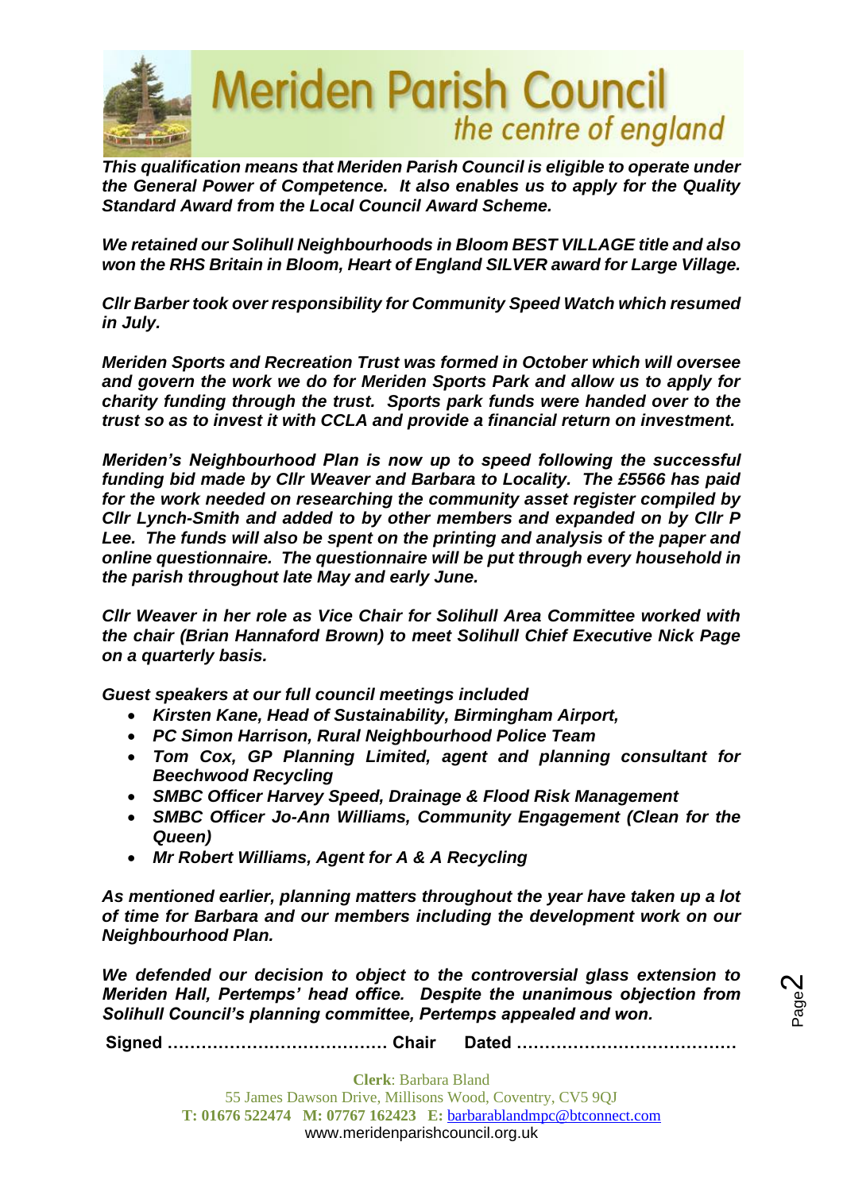***This qualification means that Meriden Parish Council is eligible to operate under the General Power of Competence. It also enables us to apply for the Quality Standard Award from the Local Council Award Scheme.***

***We retained our Solihull Neighbourhoods in Bloom BEST VILLAGE title and also won the RHS Britain in Bloom, Heart of England SILVER award for Large Village.***

***Cllr Barber took over responsibility for Community Speed Watch which resumed in July.***

***Meriden Sports and Recreation Trust was formed in October which will oversee and govern the work we do for Meriden Sports Park and allow us to apply for charity funding through the trust. Sports park funds were handed over to the trust so as to invest it with CCLA and provide a financial return on investment.***

***Meriden's Neighbourhood Plan is now up to speed following the successful funding bid made by Cllr Weaver and Barbara to Locality. The £5566 has paid for the work needed on researching the community asset register compiled by Cllr Lynch-Smith and added to by other members and expanded on by Cllr P Lee. The funds will also be spent on the printing and analysis of the paper and online questionnaire. The questionnaire will be put through every household in the parish throughout late May and early June.***

***Cllr Weaver in her role as Vice Chair for Solihull Area Committee worked with the chair (Brian Hannaford Brown) to meet Solihull Chief Executive Nick Page on a quarterly basis.***

***Guest speakers at our full council meetings included***

- ***Kirsten Kane, Head of Sustainability, Birmingham Airport,***
- ***PC Simon Harrison, Rural Neighbourhood Police Team***
- ***Tom Cox, GP Planning Limited, agent and planning consultant for Beechwood Recycling***
- ***SMBC Officer Harvey Speed, Drainage & Flood Risk Management***
- ***SMBC Officer Jo-Ann Williams, Community Engagement (Clean for the Queen)***
- ***Mr Robert Williams, Agent for A & A Recycling***

***As mentioned earlier, planning matters throughout the year have taken up a lot of time for Barbara and our members including the development work on our Neighbourhood Plan.***

***We defended our decision to object to the controversial glass extension to Meriden Hall, Pertemps' head office. Despite the unanimous objection from Solihull Council's planning committee, Pertemps appealed and won.***

**Signed ………………………………… Chair Dated …………………………………**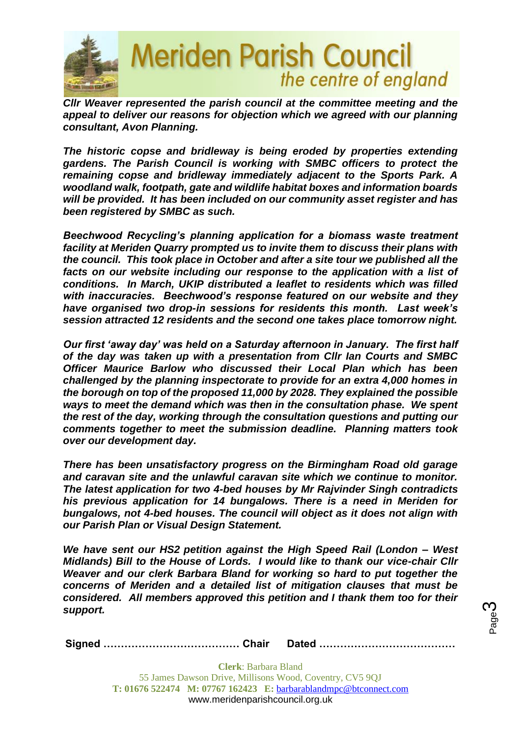*Cllr Weaver represented the parish council at the committee meeting and the appeal to deliver our reasons for objection which we agreed with our planning consultant, Avon Planning.*

*The historic copse and bridleway is being eroded by properties extending gardens. The Parish Council is working with SMBC officers to protect the remaining copse and bridleway immediately adjacent to the Sports Park. A woodland walk, footpath, gate and wildlife habitat boxes and information boards will be provided. It has been included on our community asset register and has been registered by SMBC as such.*

*Beechwood Recycling's planning application for a biomass waste treatment facility at Meriden Quarry prompted us to invite them to discuss their plans with the council. This took place in October and after a site tour we published all the facts on our website including our response to the application with a list of conditions. In March, UKIP distributed a leaflet to residents which was filled with inaccuracies. Beechwood's response featured on our website and they have organised two drop-in sessions for residents this month. Last week's session attracted 12 residents and the second one takes place tomorrow night.*

*Our first 'away day' was held on a Saturday afternoon in January. The first half of the day was taken up with a presentation from Cllr Ian Courts and SMBC Officer Maurice Barlow who discussed their Local Plan which has been challenged by the planning inspectorate to provide for an extra 4,000 homes in the borough on top of the proposed 11,000 by 2028. They explained the possible ways to meet the demand which was then in the consultation phase. We spent the rest of the day, working through the consultation questions and putting our comments together to meet the submission deadline. Planning matters took over our development day.*

*There has been unsatisfactory progress on the Birmingham Road old garage and caravan site and the unlawful caravan site which we continue to monitor. The latest application for two 4-bed houses by Mr Rajvinder Singh contradicts his previous application for 14 bungalows. There is a need in Meriden for bungalows, not 4-bed houses. The council will object as it does not align with our Parish Plan or Visual Design Statement.*

*We have sent our HS2 petition against the High Speed Rail (London – West Midlands) Bill to the House of Lords. I would like to thank our vice-chair Cllr Weaver and our clerk Barbara Bland for working so hard to put together the concerns of Meriden and a detailed list of mitigation clauses that must be considered. All members approved this petition and I thank them too for their support.*

**Signed ………………………………… Chair Dated …………………………………**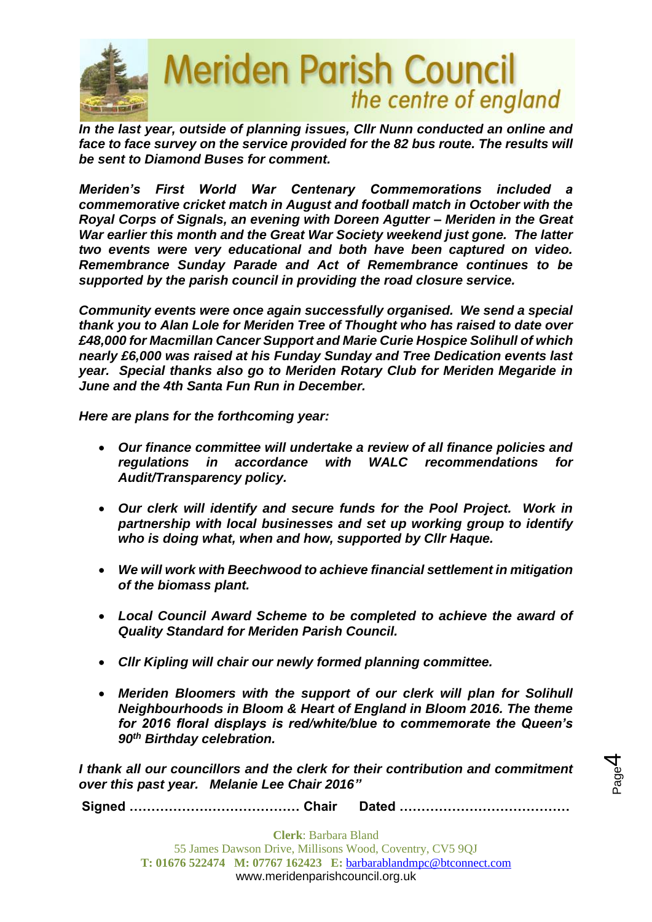***In the last year, outside of planning issues, Cllr Nunn conducted an online and face to face survey on the service provided for the 82 bus route. The results will be sent to Diamond Buses for comment.***

***Meriden's First World War Centenary Commemorations included a commemorative cricket match in August and football match in October with the Royal Corps of Signals, an evening with Doreen Agutter – Meriden in the Great War earlier this month and the Great War Society weekend just gone. The latter two events were very educational and both have been captured on video. Remembrance Sunday Parade and Act of Remembrance continues to be supported by the parish council in providing the road closure service.***

***Community events were once again successfully organised. We send a special thank you to Alan Lole for Meriden Tree of Thought who has raised to date over £48,000 for Macmillan Cancer Support and Marie Curie Hospice Solihull of which nearly £6,000 was raised at his Funday Sunday and Tree Dedication events last year. Special thanks also go to Meriden Rotary Club for Meriden Megaride in June and the 4th Santa Fun Run in December.***

***Here are plans for the forthcoming year:***

- ***Our finance committee will undertake a review of all finance policies and regulations in accordance with WALC recommendations for Audit/Transparency policy.***
- ***Our clerk will identify and secure funds for the Pool Project. Work in partnership with local businesses and set up working group to identify who is doing what, when and how, supported by Cllr Haque.***
- ***We will work with Beechwood to achieve financial settlement in mitigation of the biomass plant.***
- ***Local Council Award Scheme to be completed to achieve the award of Quality Standard for Meriden Parish Council.***
- ***Cllr Kipling will chair our newly formed planning committee.***
- ***Meriden Bloomers with the support of our clerk will plan for Solihull Neighbourhoods in Bloom & Heart of England in Bloom 2016. The theme for 2016 floral displays is red/white/blue to commemorate the Queen's 90th Birthday celebration.***

***I thank all our councillors and the clerk for their contribution and commitment over this past year. Melanie Lee Chair 2016"***

**Signed ………………………………… Chair Dated …………………………………**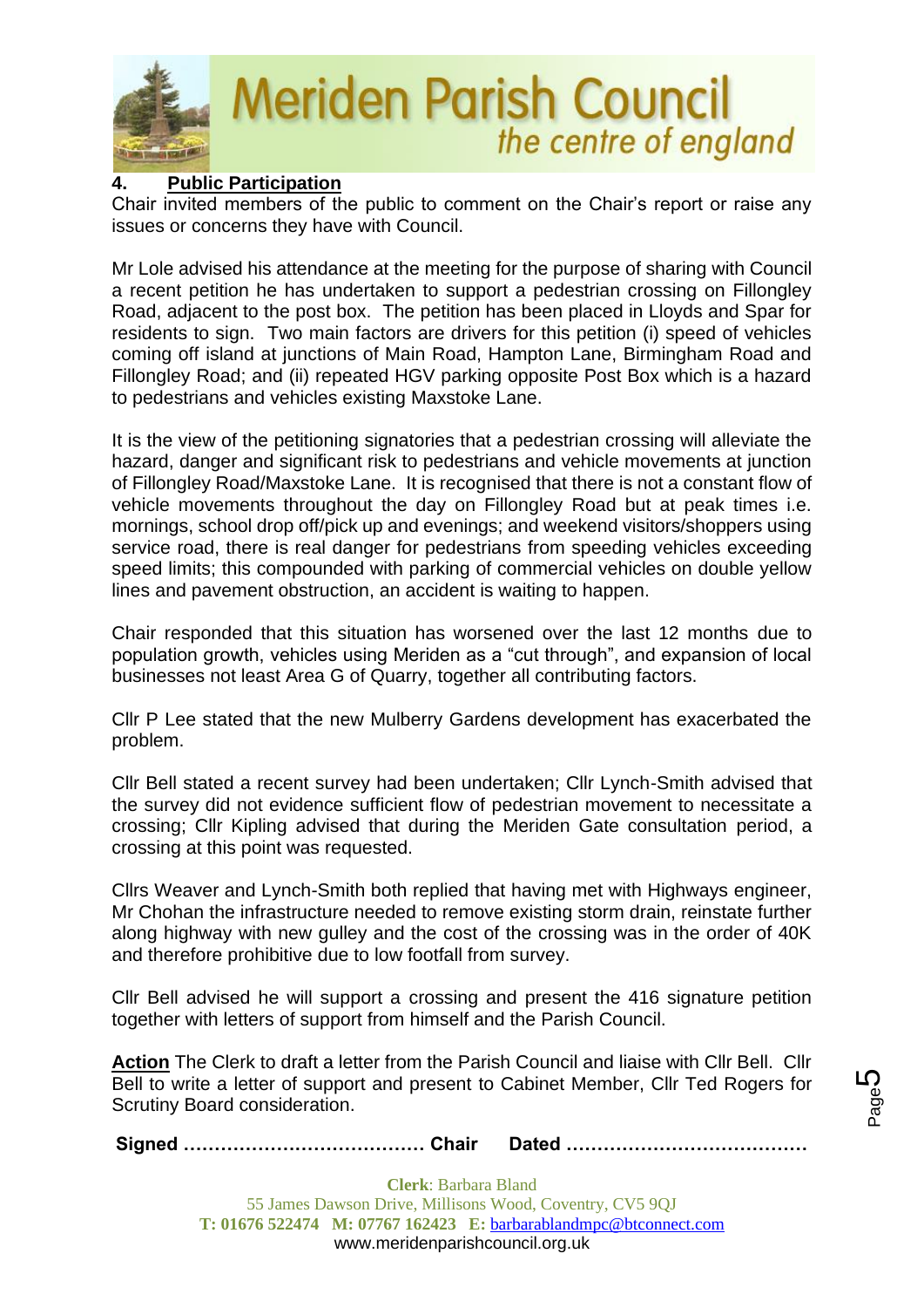## 4. Public Participation

Chair invited members of the public to comment on the Chair's report or raise any issues or concerns they have with Council.

Mr Lole advised his attendance at the meeting for the purpose of sharing with Council a recent petition he has undertaken to support a pedestrian crossing on Fillongley Road, adjacent to the post box. The petition has been placed in Lloyds and Spar for residents to sign. Two main factors are drivers for this petition (i) speed of vehicles coming off island at junctions of Main Road, Hampton Lane, Birmingham Road and Fillongley Road; and (ii) repeated HGV parking opposite Post Box which is a hazard to pedestrians and vehicles existing Maxstoke Lane.

It is the view of the petitioning signatories that a pedestrian crossing will alleviate the hazard, danger and significant risk to pedestrians and vehicle movements at junction of Fillongley Road/Maxstoke Lane. It is recognised that there is not a constant flow of vehicle movements throughout the day on Fillongley Road but at peak times i.e. mornings, school drop off/pick up and evenings; and weekend visitors/shoppers using service road, there is real danger for pedestrians from speeding vehicles exceeding speed limits; this compounded with parking of commercial vehicles on double yellow lines and pavement obstruction, an accident is waiting to happen.

Chair responded that this situation has worsened over the last 12 months due to population growth, vehicles using Meriden as a "cut through", and expansion of local businesses not least Area G of Quarry, together all contributing factors.

Cllr P Lee stated that the new Mulberry Gardens development has exacerbated the problem.

Cllr Bell stated a recent survey had been undertaken; Cllr Lynch-Smith advised that the survey did not evidence sufficient flow of pedestrian movement to necessitate a crossing; Cllr Kipling advised that during the Meriden Gate consultation period, a crossing at this point was requested.

Cllrs Weaver and Lynch-Smith both replied that having met with Highways engineer, Mr Chohan the infrastructure needed to remove existing storm drain, reinstate further along highway with new gulley and the cost of the crossing was in the order of 40K and therefore prohibitive due to low footfall from survey.

Cllr Bell advised he will support a crossing and present the 416 signature petition together with letters of support from himself and the Parish Council.

**Action** The Clerk to draft a letter from the Parish Council and liaise with Cllr Bell. Cllr Bell to write a letter of support and present to Cabinet Member, Cllr Ted Rogers for Scrutiny Board consideration.

**Signed ………………………………… Chair Dated …………………………………**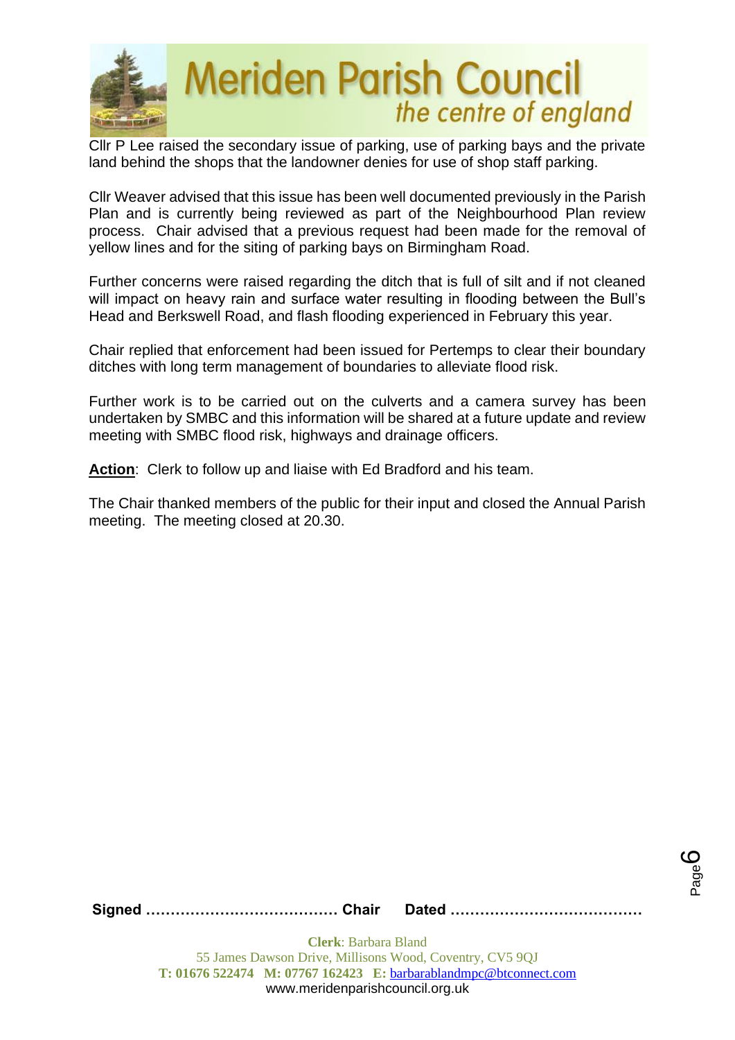Cllr P Lee raised the secondary issue of parking, use of parking bays and the private land behind the shops that the landowner denies for use of shop staff parking.

Cllr Weaver advised that this issue has been well documented previously in the Parish Plan and is currently being reviewed as part of the Neighbourhood Plan review process. Chair advised that a previous request had been made for the removal of yellow lines and for the siting of parking bays on Birmingham Road.

Further concerns were raised regarding the ditch that is full of silt and if not cleaned will impact on heavy rain and surface water resulting in flooding between the Bull's Head and Berkswell Road, and flash flooding experienced in February this year.

Chair replied that enforcement had been issued for Pertemps to clear their boundary ditches with long term management of boundaries to alleviate flood risk.

Further work is to be carried out on the culverts and a camera survey has been undertaken by SMBC and this information will be shared at a future update and review meeting with SMBC flood risk, highways and drainage officers.

**Action**: Clerk to follow up and liaise with Ed Bradford and his team.

The Chair thanked members of the public for their input and closed the Annual Parish meeting. The meeting closed at 20.30.

**Signed ………………………………… Chair Dated …………………………………**